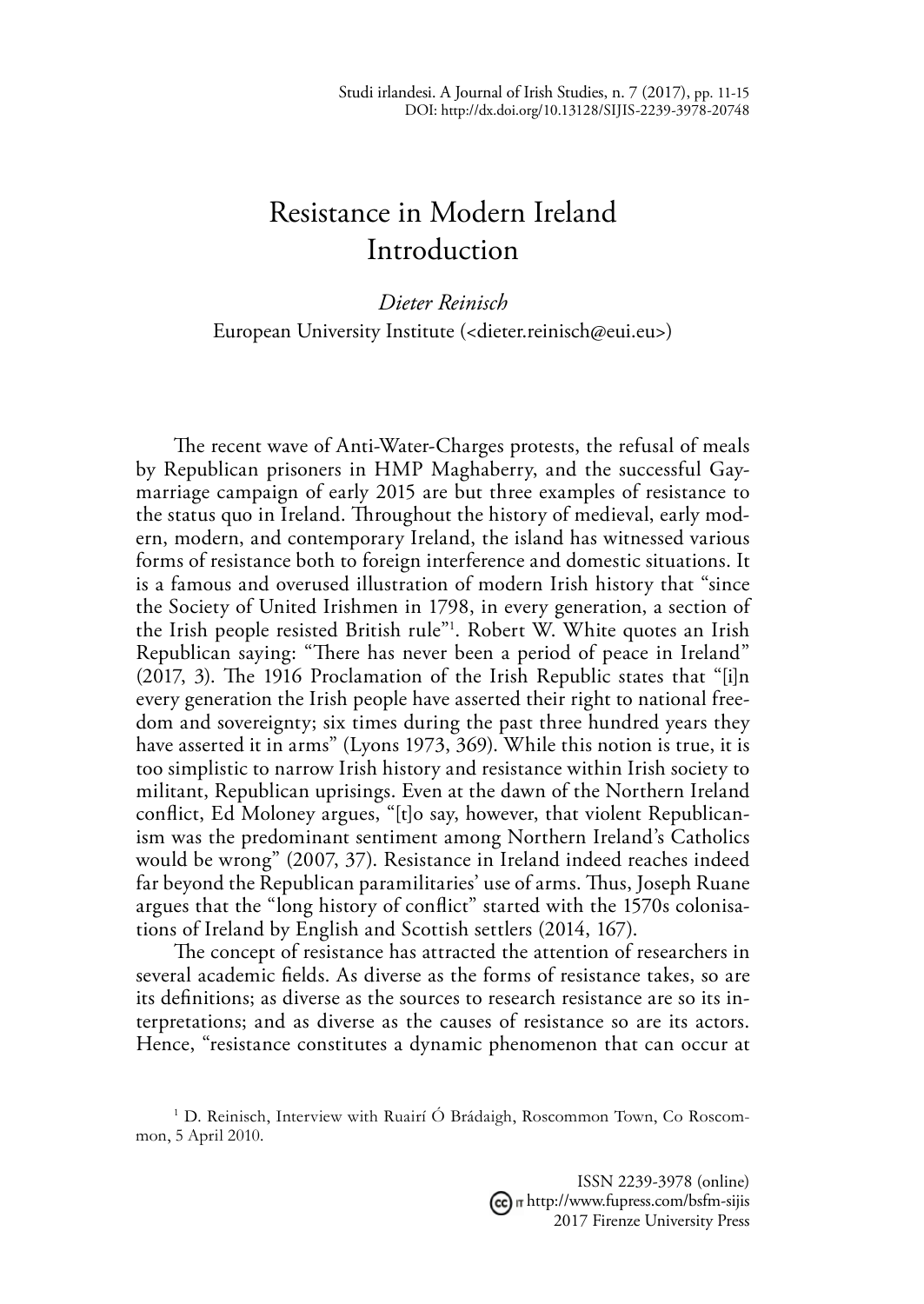# Resistance in Modern Ireland Introduction

*Dieter Reinisch*
European University Institute (<dieter.reinisch@eui.eu>)

The recent wave of Anti-Water-Charges protests, the refusal of meals by Republican prisoners in HMP Maghaberry, and the successful Gay-marriage campaign of early 2015 are but three examples of resistance to the status quo in Ireland. Throughout the history of medieval, early modern, modern, and contemporary Ireland, the island has witnessed various forms of resistance both to foreign interference and domestic situations. It is a famous and overused illustration of modern Irish history that "since the Society of United Irishmen in 1798, in every generation, a section of the Irish people resisted British rule"[1]. Robert W. White quotes an Irish Republican saying: "There has never been a period of peace in Ireland" (2017, 3). The 1916 Proclamation of the Irish Republic states that "[i]n every generation the Irish people have asserted their right to national freedom and sovereignty; six times during the past three hundred years they have asserted it in arms" (Lyons 1973, 369). While this notion is true, it is too simplistic to narrow Irish history and resistance within Irish society to militant, Republican uprisings. Even at the dawn of the Northern Ireland conflict, Ed Moloney argues, "[t]o say, however, that violent Republicanism was the predominant sentiment among Northern Ireland's Catholics would be wrong" (2007, 37). Resistance in Ireland indeed reaches indeed far beyond the Republican paramilitaries' use of arms. Thus, Joseph Ruane argues that the "long history of conflict" started with the 1570s colonisations of Ireland by English and Scottish settlers (2014, 167).

The concept of resistance has attracted the attention of researchers in several academic fields. As diverse as the forms of resistance takes, so are its definitions; as diverse as the sources to research resistance are so its interpretations; and as diverse as the causes of resistance so are its actors. Hence, "resistance constitutes a dynamic phenomenon that can occur at

[1] D. Reinisch, Interview with Ruairí Ó Brádaigh, Roscommon Town, Co Roscommon, 5 April 2010.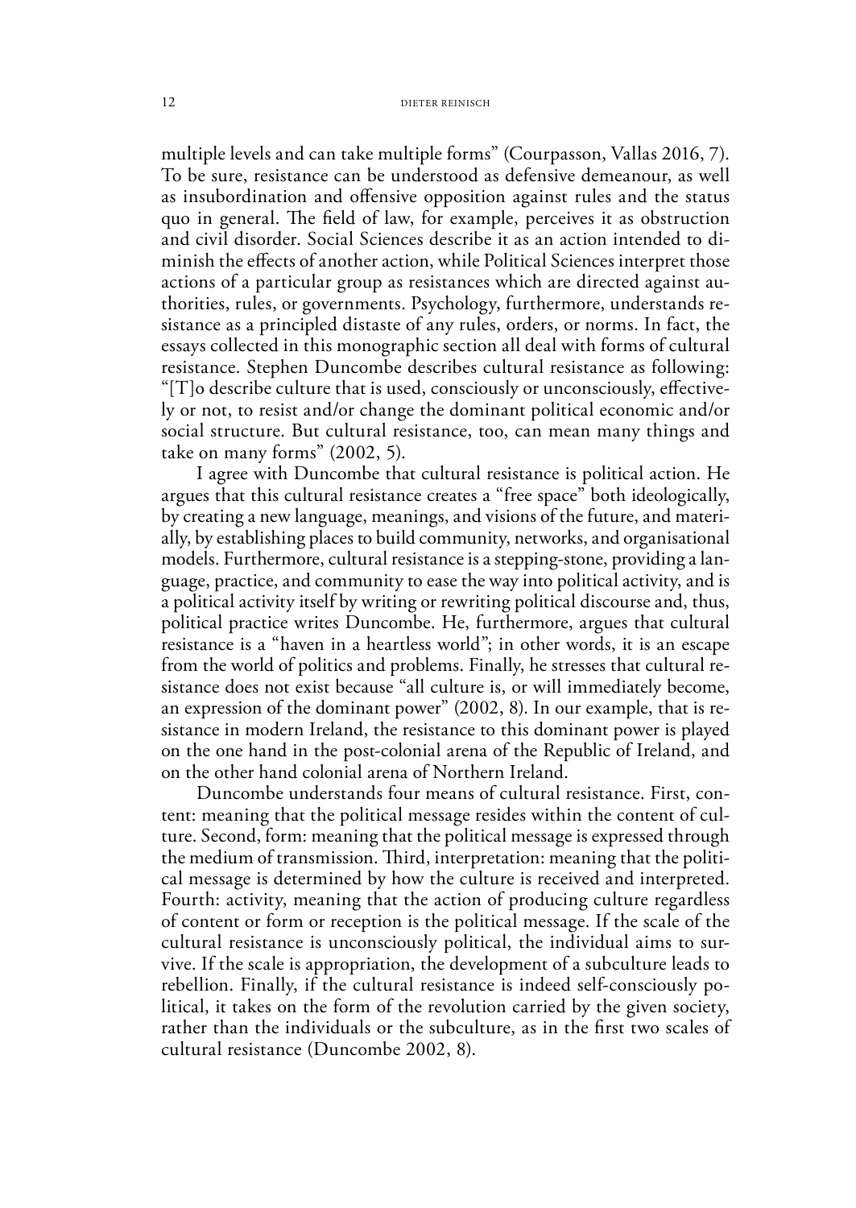multiple levels and can take multiple forms" (Courpasson, Vallas 2016, 7). To be sure, resistance can be understood as defensive demeanour, as well as insubordination and offensive opposition against rules and the status quo in general. The field of law, for example, perceives it as obstruction and civil disorder. Social Sciences describe it as an action intended to diminish the effects of another action, while Political Sciences interpret those actions of a particular group as resistances which are directed against authorities, rules, or governments. Psychology, furthermore, understands resistance as a principled distaste of any rules, orders, or norms. In fact, the essays collected in this monographic section all deal with forms of cultural resistance. Stephen Duncombe describes cultural resistance as following: "[T]o describe culture that is used, consciously or unconsciously, effectively or not, to resist and/or change the dominant political economic and/or social structure. But cultural resistance, too, can mean many things and take on many forms" (2002, 5).

I agree with Duncombe that cultural resistance is political action. He argues that this cultural resistance creates a "free space" both ideologically, by creating a new language, meanings, and visions of the future, and materially, by establishing places to build community, networks, and organisational models. Furthermore, cultural resistance is a stepping-stone, providing a language, practice, and community to ease the way into political activity, and is a political activity itself by writing or rewriting political discourse and, thus, political practice writes Duncombe. He, furthermore, argues that cultural resistance is a "haven in a heartless world"; in other words, it is an escape from the world of politics and problems. Finally, he stresses that cultural resistance does not exist because "all culture is, or will immediately become, an expression of the dominant power" (2002, 8). In our example, that is resistance in modern Ireland, the resistance to this dominant power is played on the one hand in the post-colonial arena of the Republic of Ireland, and on the other hand colonial arena of Northern Ireland.

Duncombe understands four means of cultural resistance. First, content: meaning that the political message resides within the content of culture. Second, form: meaning that the political message is expressed through the medium of transmission. Third, interpretation: meaning that the political message is determined by how the culture is received and interpreted. Fourth: activity, meaning that the action of producing culture regardless of content or form or reception is the political message. If the scale of the cultural resistance is unconsciously political, the individual aims to survive. If the scale is appropriation, the development of a subculture leads to rebellion. Finally, if the cultural resistance is indeed self-consciously political, it takes on the form of the revolution carried by the given society, rather than the individuals or the subculture, as in the first two scales of cultural resistance (Duncombe 2002, 8).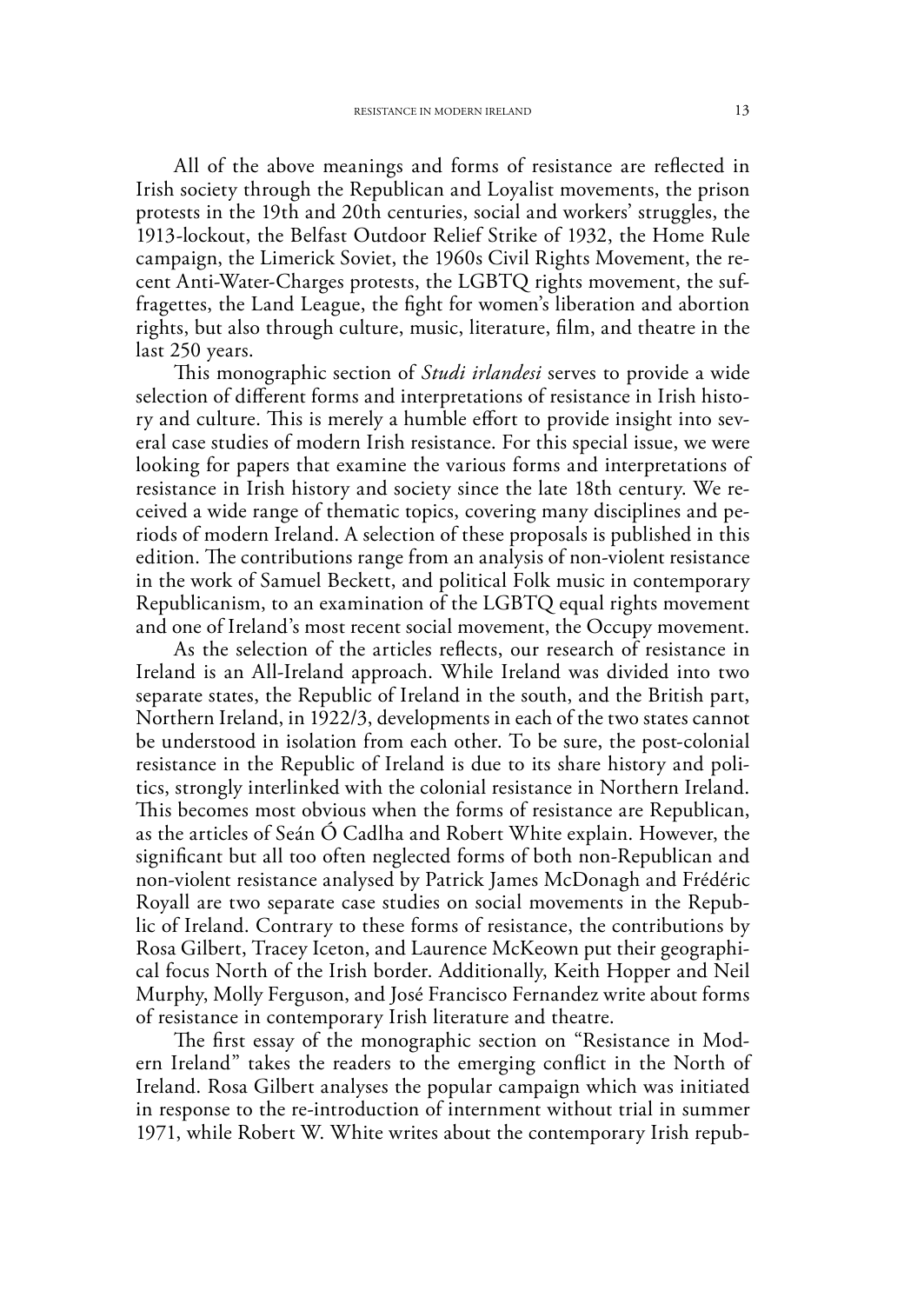All of the above meanings and forms of resistance are reflected in Irish society through the Republican and Loyalist movements, the prison protests in the 19th and 20th centuries, social and workers' struggles, the 1913-lockout, the Belfast Outdoor Relief Strike of 1932, the Home Rule campaign, the Limerick Soviet, the 1960s Civil Rights Movement, the recent Anti-Water-Charges protests, the LGBTQ rights movement, the suffragettes, the Land League, the fight for women's liberation and abortion rights, but also through culture, music, literature, film, and theatre in the last 250 years.

This monographic section of *Studi irlandesi* serves to provide a wide selection of different forms and interpretations of resistance in Irish history and culture. This is merely a humble effort to provide insight into several case studies of modern Irish resistance. For this special issue, we were looking for papers that examine the various forms and interpretations of resistance in Irish history and society since the late 18th century. We received a wide range of thematic topics, covering many disciplines and periods of modern Ireland. A selection of these proposals is published in this edition. The contributions range from an analysis of non-violent resistance in the work of Samuel Beckett, and political Folk music in contemporary Republicanism, to an examination of the LGBTQ equal rights movement and one of Ireland's most recent social movement, the Occupy movement.

As the selection of the articles reflects, our research of resistance in Ireland is an All-Ireland approach. While Ireland was divided into two separate states, the Republic of Ireland in the south, and the British part, Northern Ireland, in 1922/3, developments in each of the two states cannot be understood in isolation from each other. To be sure, the post-colonial resistance in the Republic of Ireland is due to its share history and politics, strongly interlinked with the colonial resistance in Northern Ireland. This becomes most obvious when the forms of resistance are Republican, as the articles of Seán Ó Cadlha and Robert White explain. However, the significant but all too often neglected forms of both non-Republican and non-violent resistance analysed by Patrick James McDonagh and Frédéric Royall are two separate case studies on social movements in the Republic of Ireland. Contrary to these forms of resistance, the contributions by Rosa Gilbert, Tracey Iceton, and Laurence McKeown put their geographical focus North of the Irish border. Additionally, Keith Hopper and Neil Murphy, Molly Ferguson, and José Francisco Fernandez write about forms of resistance in contemporary Irish literature and theatre.

The first essay of the monographic section on "Resistance in Modern Ireland" takes the readers to the emerging conflict in the North of Ireland. Rosa Gilbert analyses the popular campaign which was initiated in response to the re-introduction of internment without trial in summer 1971, while Robert W. White writes about the contemporary Irish repub-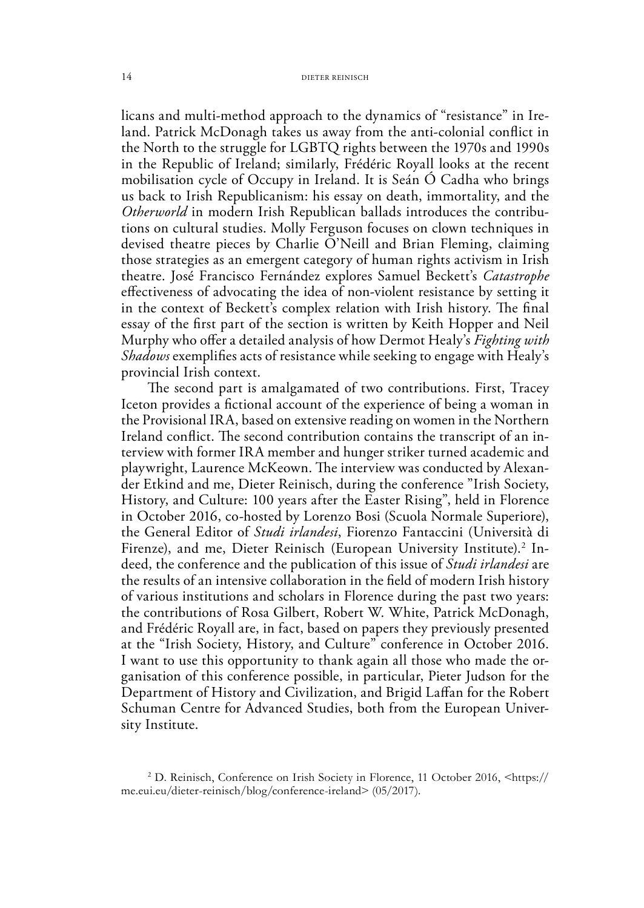licans and multi-method approach to the dynamics of "resistance" in Ireland. Patrick McDonagh takes us away from the anti-colonial conflict in the North to the struggle for LGBTQ rights between the 1970s and 1990s in the Republic of Ireland; similarly, Frédéric Royall looks at the recent mobilisation cycle of Occupy in Ireland. It is Seán Ó Cadha who brings us back to Irish Republicanism: his essay on death, immortality, and the *Otherworld* in modern Irish Republican ballads introduces the contributions on cultural studies. Molly Ferguson focuses on clown techniques in devised theatre pieces by Charlie O'Neill and Brian Fleming, claiming those strategies as an emergent category of human rights activism in Irish theatre. José Francisco Fernández explores Samuel Beckett's *Catastrophe* effectiveness of advocating the idea of non-violent resistance by setting it in the context of Beckett's complex relation with Irish history. The final essay of the first part of the section is written by Keith Hopper and Neil Murphy who offer a detailed analysis of how Dermot Healy's *Fighting with Shadows* exemplifies acts of resistance while seeking to engage with Healy's provincial Irish context.

The second part is amalgamated of two contributions. First, Tracey Iceton provides a fictional account of the experience of being a woman in the Provisional IRA, based on extensive reading on women in the Northern Ireland conflict. The second contribution contains the transcript of an interview with former IRA member and hunger striker turned academic and playwright, Laurence McKeown. The interview was conducted by Alexander Etkind and me, Dieter Reinisch, during the conference "Irish Society, History, and Culture: 100 years after the Easter Rising", held in Florence in October 2016, co-hosted by Lorenzo Bosi (Scuola Normale Superiore), the General Editor of *Studi irlandesi*, Fiorenzo Fantaccini (Università di Firenze), and me, Dieter Reinisch (European University Institute).[2] Indeed, the conference and the publication of this issue of *Studi irlandesi* are the results of an intensive collaboration in the field of modern Irish history of various institutions and scholars in Florence during the past two years: the contributions of Rosa Gilbert, Robert W. White, Patrick McDonagh, and Frédéric Royall are, in fact, based on papers they previously presented at the "Irish Society, History, and Culture" conference in October 2016. I want to use this opportunity to thank again all those who made the organisation of this conference possible, in particular, Pieter Judson for the Department of History and Civilization, and Brigid Laffan for the Robert Schuman Centre for Advanced Studies, both from the European University Institute.

[2] D. Reinisch, Conference on Irish Society in Florence, 11 October 2016, <https://me.eui.eu/dieter-reinisch/blog/conference-ireland> (05/2017).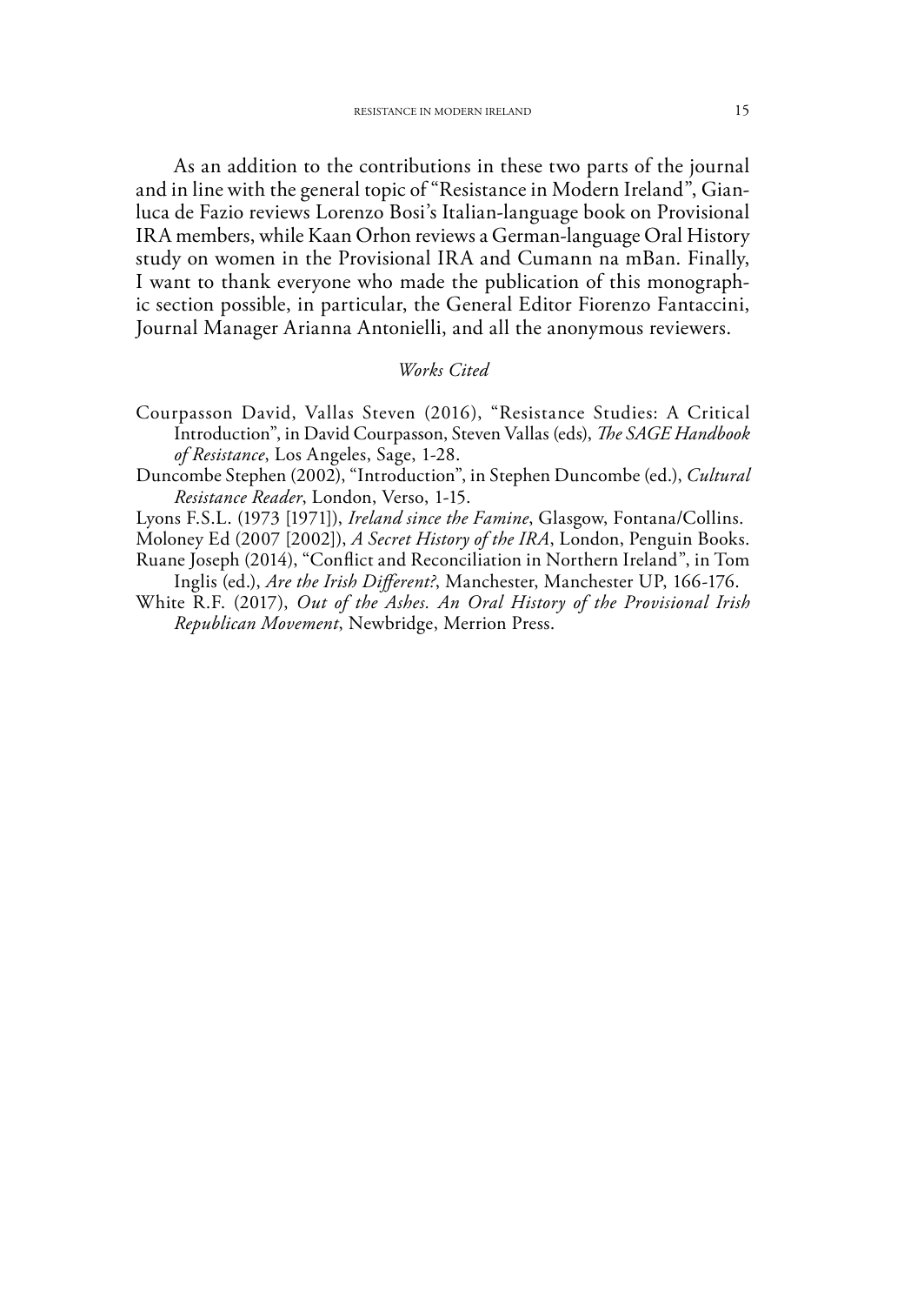As an addition to the contributions in these two parts of the journal and in line with the general topic of "Resistance in Modern Ireland", Gianluca de Fazio reviews Lorenzo Bosi's Italian-language book on Provisional IRA members, while Kaan Orhon reviews a German-language Oral History study on women in the Provisional IRA and Cumann na mBan. Finally, I want to thank everyone who made the publication of this monographic section possible, in particular, the General Editor Fiorenzo Fantaccini, Journal Manager Arianna Antonielli, and all the anonymous reviewers.

## *Works Cited*

Courpasson David, Vallas Steven (2016), "Resistance Studies: A Critical Introduction", in David Courpasson, Steven Vallas (eds), *The SAGE Handbook of Resistance*, Los Angeles, Sage, 1-28.

Duncombe Stephen (2002), "Introduction", in Stephen Duncombe (ed.), *Cultural Resistance Reader*, London, Verso, 1-15.

Lyons F.S.L. (1973 [1971]), *Ireland since the Famine*, Glasgow, Fontana/Collins.

Moloney Ed (2007 [2002]), *A Secret History of the IRA*, London, Penguin Books.

Ruane Joseph (2014), "Conflict and Reconciliation in Northern Ireland", in Tom Inglis (ed.), *Are the Irish Different?*, Manchester, Manchester UP, 166-176.

White R.F. (2017), *Out of the Ashes. An Oral History of the Provisional Irish Republican Movement*, Newbridge, Merrion Press.